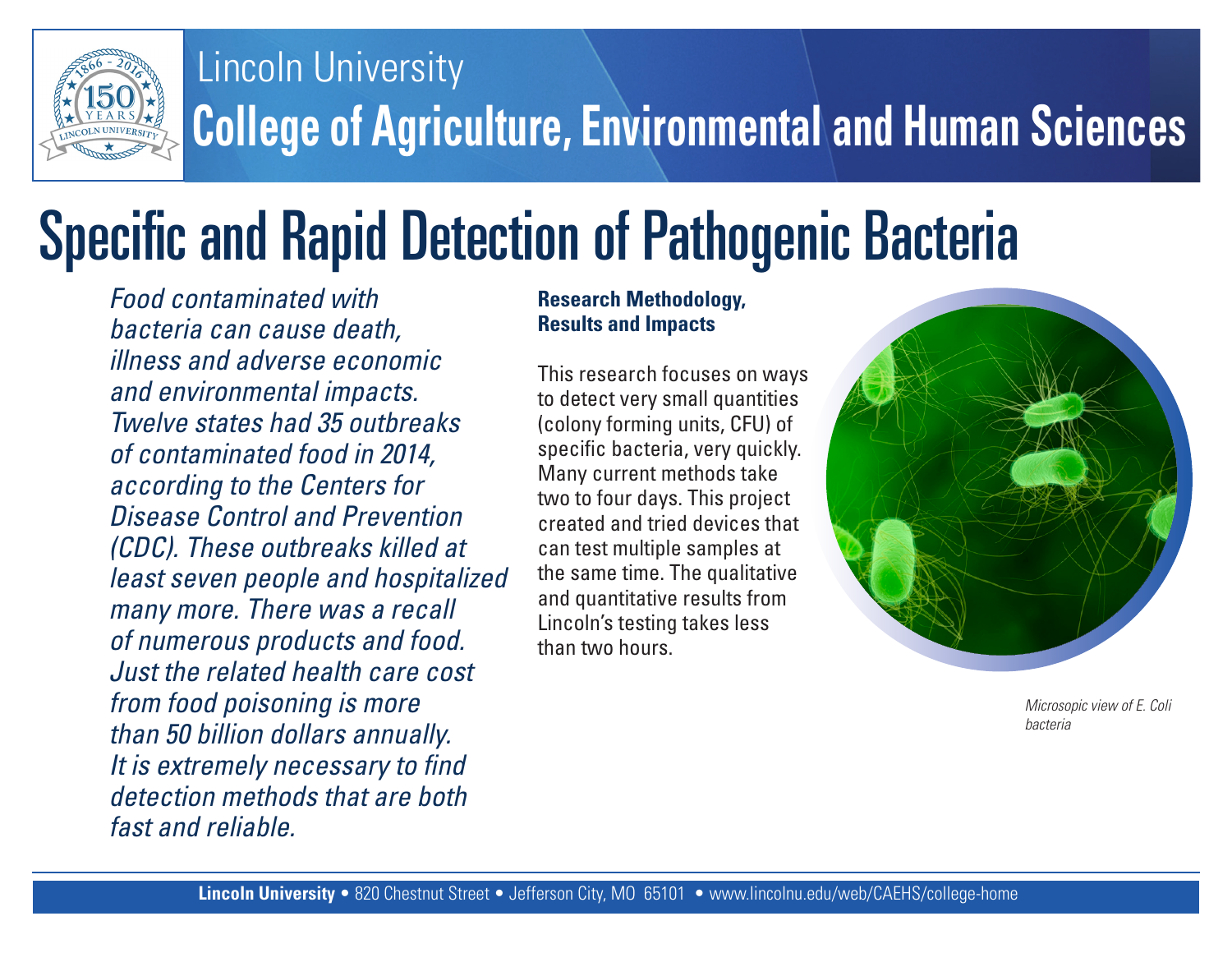Lincoln University

College of Agriculture, Environmental and Human Sciences

# Specific and Rapid Detection of Pathogenic Bacteria

*Food contaminated with bacteria can cause death, illness and adverse economic and environmental impacts. Twelve states had 35 outbreaks of contaminated food in 2014, according to the Centers for Disease Control and Prevention (CDC). These outbreaks killed at least seven people and hospitalized many more. There was a recall of numerous products and food. Just the related health care cost from food poisoning is more than 50 billion dollars annually. It is extremely necessary to find detection methods that are both fast and reliable.*

**Research Methodology, Results and Impacts**

This research focuses on ways to detect very small quantities (colony forming units, CFU) of specific bacteria, very quickly. Many current methods take two to four days. This project created and tried devices that can test multiple samples at the same time. The qualitative and quantitative results from Lincoln's testing takes less than two hours.

*Microsopic view of E. Coli bacteria*

**Lincoln University** • 820 Chestnut Street • Jefferson City, MO 65101 • www.lincolnu.edu/web/CAEHS/college-home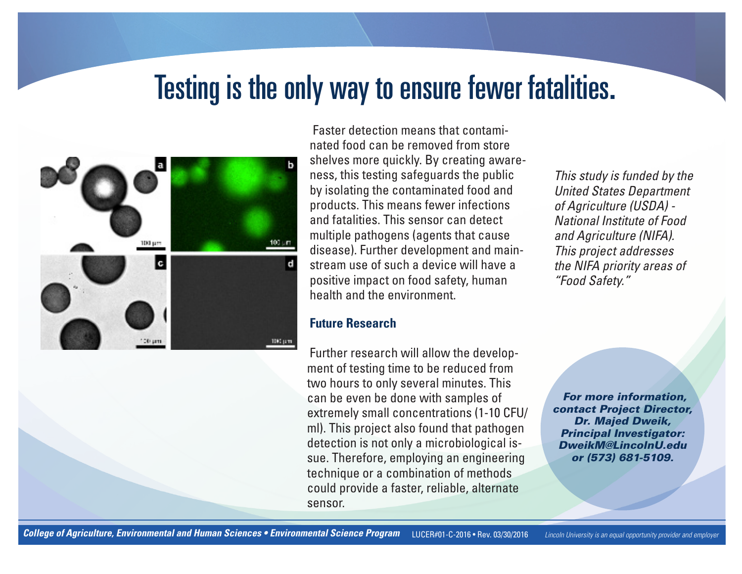# Testing is the only way to ensure fewer fatalities.

100 µm

100 µm

100 µm

100 µm

Faster detection means that contaminated food can be removed from store shelves more quickly. By creating awareness, this testing safeguards the public by isolating the contaminated food and products. This means fewer infections and fatalities. This sensor can detect multiple pathogens (agents that cause disease). Further development and mainstream use of such a device will have a positive impact on food safety, human health and the environment.

### Future Research

Further research will allow the development of testing time to be reduced from two hours to only several minutes. This can be even be done with samples of extremely small concentrations (1-10 CFU/ml). This project also found that pathogen detection is not only a microbiological issue. Therefore, employing an engineering technique or a combination of methods could provide a faster, reliable, alternate sensor.

*This study is funded by the United States Department of Agriculture (USDA) - National Institute of Food and Agriculture (NIFA). This project addresses the NIFA priority areas of "Food Safety."*

***For more information, contact Project Director, Dr. Majed Dweik, Principal Investigator: DweikM@LincolnU.edu or (573) 681-5109.***

*College of Agriculture, Environmental and Human Sciences • Environmental Science Program* LUCER#01-C-2016 • Rev. 03/30/2016 *Lincoln University is an equal opportunity provider and employer*